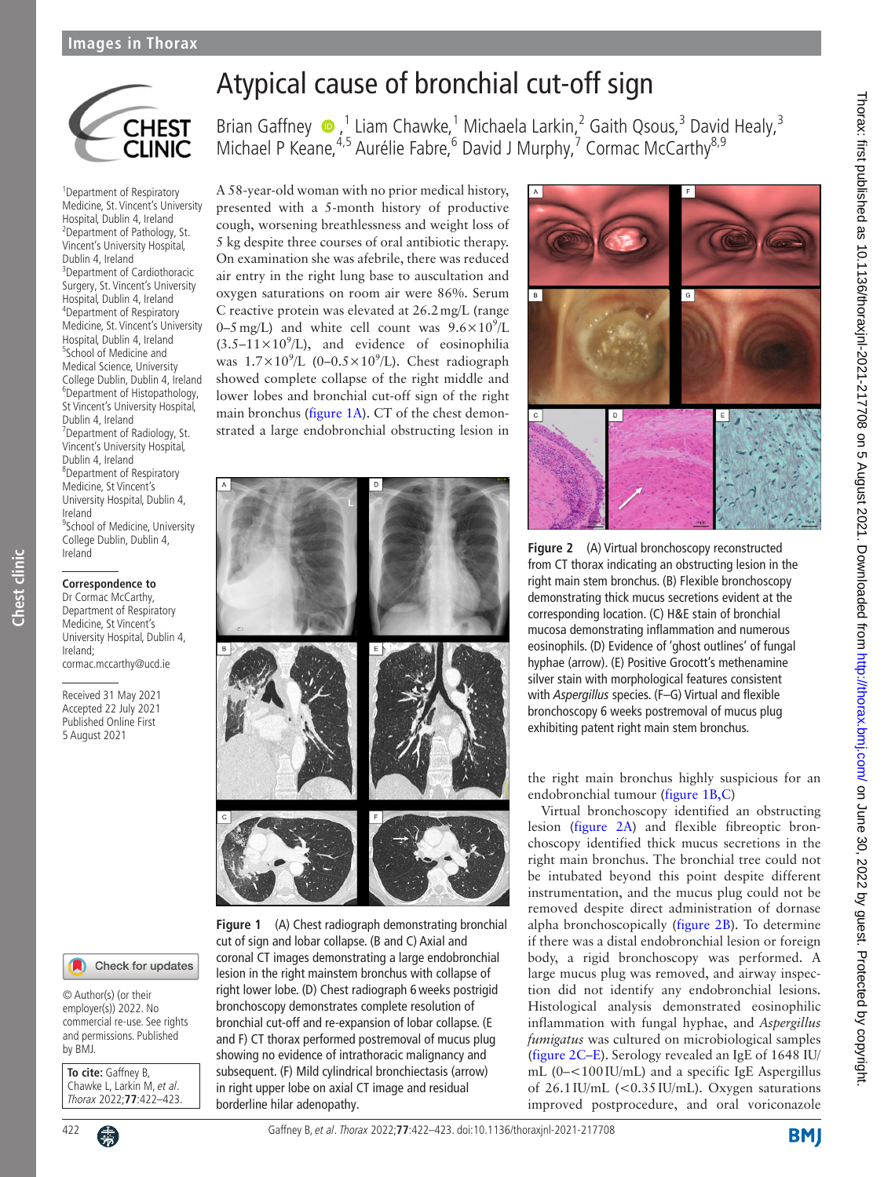# Atypical cause of bronchial cut-off sign

Brian Gaffney,[1] Liam Chawke,[1] Michaela Larkin,[2] Gaith Qsous,[3] David Healy,[3] Michael P Keane,[4,5] Aurélie Fabre,[6] David J Murphy,[7] Cormac McCarthy[8,9]

[1]Department of Respiratory Medicine, St. Vincent's University Hospital, Dublin 4, Ireland
[2]Department of Pathology, St. Vincent's University Hospital, Dublin 4, Ireland
[3]Department of Cardiothoracic Surgery, St. Vincent's University Hospital, Dublin 4, Ireland
[4]Department of Respiratory Medicine, St. Vincent's University Hospital, Dublin 4, Ireland
[5]School of Medicine and Medical Science, University College Dublin, Dublin 4, Ireland
[6]Department of Histopathology, St Vincent's University Hospital, Dublin 4, Ireland
[7]Department of Radiology, St. Vincent's University Hospital, Dublin 4, Ireland
[8]Department of Respiratory Medicine, St Vincent's University Hospital, Dublin 4, Ireland
[9]School of Medicine, University College Dublin, Dublin 4, Ireland

**Correspondence to**
Dr Cormac McCarthy, Department of Respiratory Medicine, St Vincent's University Hospital, Dublin 4, Ireland; cormac.mccarthy@ucd.ie

Received 31 May 2021
Accepted 22 July 2021
Published Online First 5 August 2021

© Author(s) (or their employer(s)) 2022. No commercial re-use. See rights and permissions. Published by BMJ.

**To cite:** Gaffney B, Chawke L, Larkin M, *et al*. *Thorax* 2022;**77**:422–423.

A 58-year-old woman with no prior medical history, presented with a 5-month history of productive cough, worsening breathlessness and weight loss of 5 kg despite three courses of oral antibiotic therapy. On examination she was afebrile, there was reduced air entry in the right lung base to auscultation and oxygen saturations on room air were 86%. Serum C reactive protein was elevated at 26.2 mg/L (range 0–5 mg/L) and white cell count was $9.6\times10^9$/L ($3.5$–$11\times10^9$/L), and evidence of eosinophilia was $1.7\times10^9$/L ($0$–$0.5\times10^9$/L). Chest radiograph showed complete collapse of the right middle and lower lobes and bronchial cut-off sign of the right main bronchus (figure 1A). CT of the chest demonstrated a large endobronchial obstructing lesion in the right main bronchus highly suspicious for an endobronchial tumour (figure 1B,C)

Figure 1 (A) Chest radiograph demonstrating bronchial cut of sign and lobar collapse. (B and C) Axial and coronal CT images demonstrating a large endobronchial lesion in the right mainstem bronchus with collapse of right lower lobe. (D) Chest radiograph 6 weeks postrigid bronchoscopy demonstrates complete resolution of bronchial cut-off and re-expansion of lobar collapse. (E and F) CT thorax performed postremoval of mucus plug showing no evidence of intrathoracic malignancy and subsequent. (F) Mild cylindrical bronchiectasis (arrow) in right upper lobe on axial CT image and residual borderline hilar adenopathy.

Figure 2 (A) Virtual bronchoscopy reconstructed from CT thorax indicating an obstructing lesion in the right main stem bronchus. (B) Flexible bronchoscopy demonstrating thick mucus secretions evident at the corresponding location. (C) H&E stain of bronchial mucosa demonstrating inflammation and numerous eosinophils. (D) Evidence of 'ghost outlines' of fungal hyphae (arrow). (E) Positive Grocott's methenamine silver stain with morphological features consistent with *Aspergillus* species. (F–G) Virtual and flexible bronchoscopy 6 weeks postremoval of mucus plug exhibiting patent right main stem bronchus.

Virtual bronchoscopy identified an obstructing lesion (figure 2A) and flexible fibreoptic bronchoscopy identified thick mucus secretions in the right main bronchus. The bronchial tree could not be intubated beyond this point despite different instrumentation, and the mucus plug could not be removed despite direct administration of dornase alpha bronchoscopically (figure 2B). To determine if there was a distal endobronchial lesion or foreign body, a rigid bronchoscopy was performed. A large mucus plug was removed, and airway inspection did not identify any endobronchial lesions. Histological analysis demonstrated eosinophilic inflammation with fungal hyphae, and *Aspergillus fumigatus* was cultured on microbiological samples (figure 2C–E). Serology revealed an IgE of 1648 IU/mL (0–<100 IU/mL) and a specific IgE Aspergillus of 26.1 IU/mL (<0.35 IU/mL). Oxygen saturations improved postprocedure, and oral voriconazole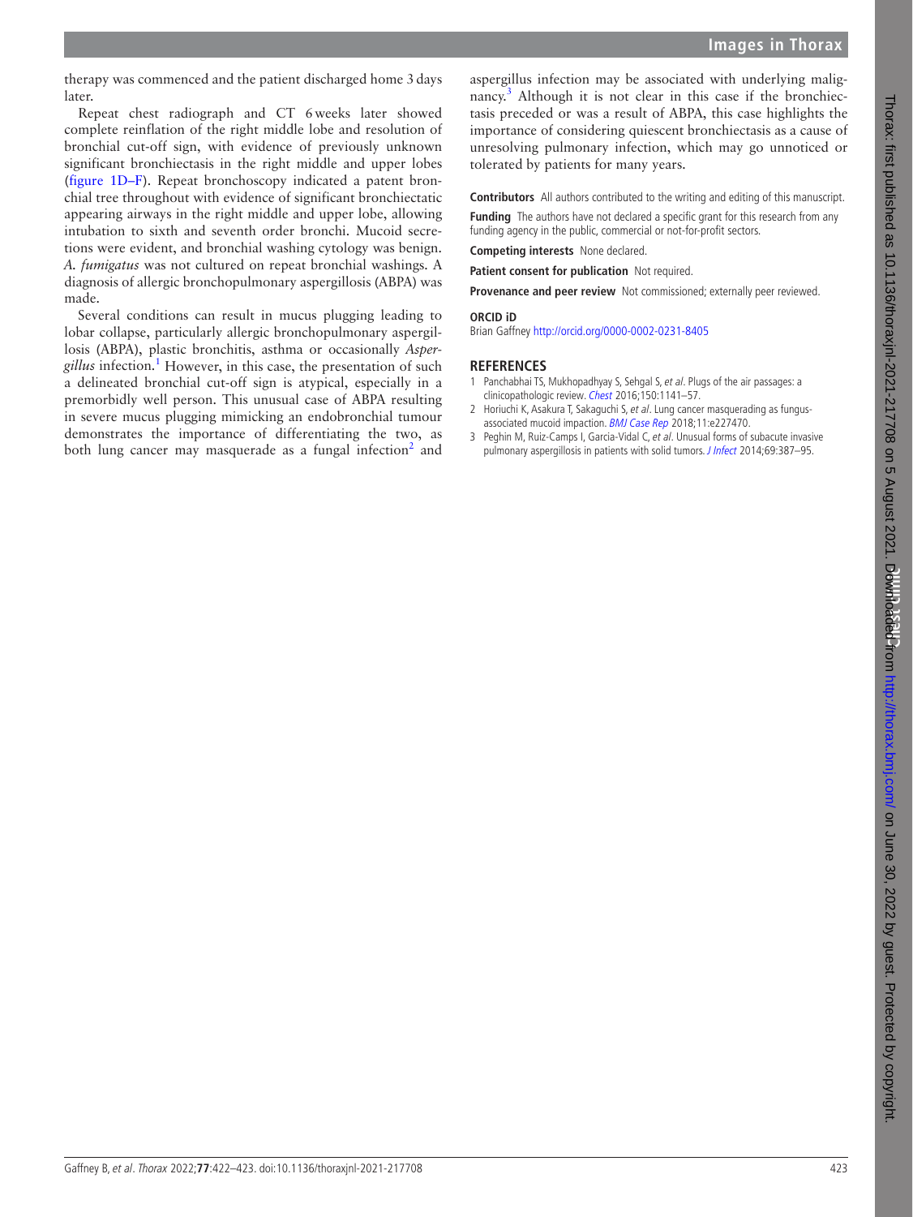therapy was commenced and the patient discharged home 3 days later.

Repeat chest radiograph and CT 6 weeks later showed complete reinflation of the right middle lobe and resolution of bronchial cut-off sign, with evidence of previously unknown significant bronchiectasis in the right middle and upper lobes (figure 1D–F). Repeat bronchoscopy indicated a patent bronchial tree throughout with evidence of significant bronchiectatic appearing airways in the right middle and upper lobe, allowing intubation to sixth and seventh order bronchi. Mucoid secretions were evident, and bronchial washing cytology was benign. *A. fumigatus* was not cultured on repeat bronchial washings. A diagnosis of allergic bronchopulmonary aspergillosis (ABPA) was made.

Several conditions can result in mucus plugging leading to lobar collapse, particularly allergic bronchopulmonary aspergillosis (ABPA), plastic bronchitis, asthma or occasionally *Aspergillus* infection.[1] However, in this case, the presentation of such a delineated bronchial cut-off sign is atypical, especially in a premorbidly well person. This unusual case of ABPA resulting in severe mucus plugging mimicking an endobronchial tumour demonstrates the importance of differentiating the two, as both lung cancer may masquerade as a fungal infection[2] and aspergillus infection may be associated with underlying malignancy.[3] Although it is not clear in this case if the bronchiectasis preceded or was a result of ABPA, this case highlights the importance of considering quiescent bronchiectasis as a cause of unresolving pulmonary infection, which may go unnoticed or tolerated by patients for many years.

**Contributors** All authors contributed to the writing and editing of this manuscript.

**Funding** The authors have not declared a specific grant for this research from any funding agency in the public, commercial or not-for-profit sectors.

**Competing interests** None declared.

**Patient consent for publication** Not required.

**Provenance and peer review** Not commissioned; externally peer reviewed.

**ORCID iD**

Brian Gaffney http://orcid.org/0000-0002-0231-8405

## REFERENCES

1. Panchabhai TS, Mukhopadhyay S, Sehgal S, *et al*. Plugs of the air passages: a clinicopathologic review. *Chest* 2016;150:1141–57.
2. Horiuchi K, Asakura T, Sakaguchi S, *et al*. Lung cancer masquerading as fungus-associated mucoid impaction. *BMJ Case Rep* 2018;11:e227470.
3. Peghin M, Ruiz-Camps I, Garcia-Vidal C, *et al*. Unusual forms of subacute invasive pulmonary aspergillosis in patients with solid tumors. *J Infect* 2014;69:387–95.